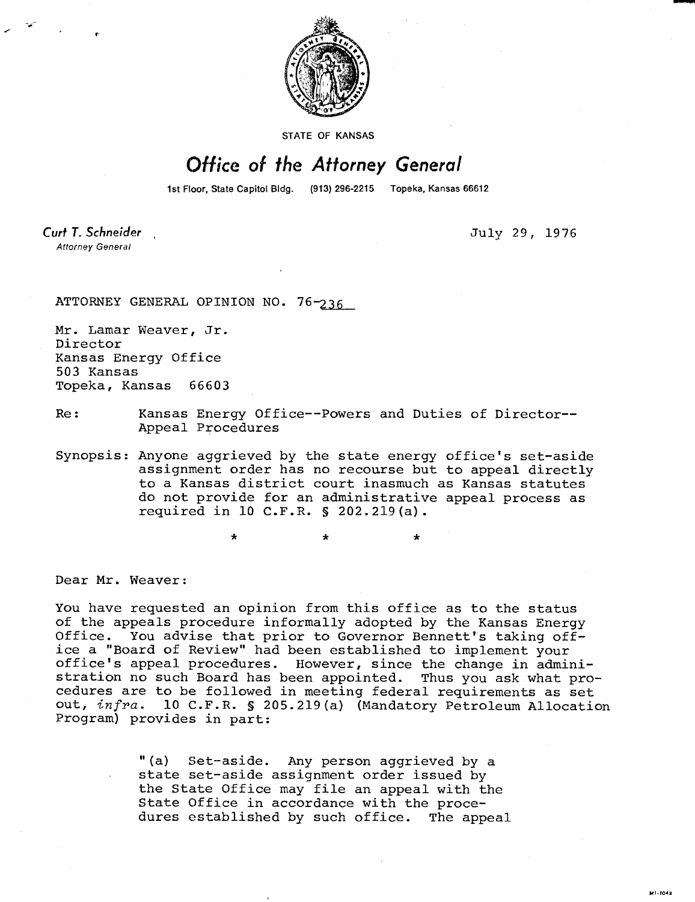STATE OF KANSAS

# Office of the Attorney General

1st Floor, State Capitol Bldg. (913) 296-2215 Topeka, Kansas 66612

**Curt T. Schneider**
*Attorney General*

July 29, 1976

ATTORNEY GENERAL OPINION NO. 76-236

Mr. Lamar Weaver, Jr.
Director
Kansas Energy Office
503 Kansas
Topeka, Kansas 66603

Re: Kansas Energy Office--Powers and Duties of Director--Appeal Procedures

Synopsis: Anyone aggrieved by the state energy office's set-aside assignment order has no recourse but to appeal directly to a Kansas district court inasmuch as Kansas statutes do not provide for an administrative appeal process as required in 10 C.F.R. § 202.219(a).

\* \* \*

Dear Mr. Weaver:

You have requested an opinion from this office as to the status of the appeals procedure informally adopted by the Kansas Energy Office. You advise that prior to Governor Bennett's taking office a "Board of Review" had been established to implement your office's appeal procedures. However, since the change in administration no such Board has been appointed. Thus you ask what procedures are to be followed in meeting federal requirements as set out, *infra*. 10 C.F.R. § 205.219(a) (Mandatory Petroleum Allocation Program) provides in part:

> "(a) Set-aside. Any person aggrieved by a state set-aside assignment order issued by the State Office may file an appeal with the State Office in accordance with the procedures established by such office. The appeal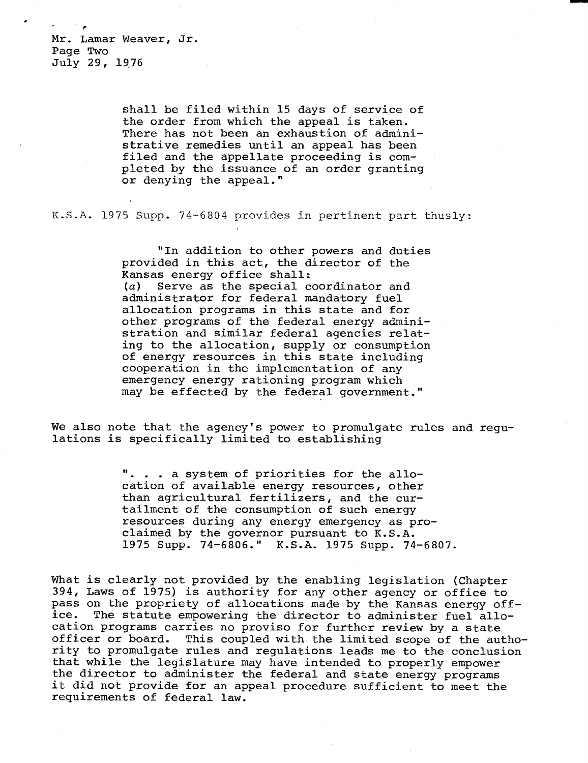shall be filed within 15 days of service of the order from which the appeal is taken. There has not been an exhaustion of administrative remedies until an appeal has been filed and the appellate proceeding is completed by the issuance of an order granting or denying the appeal."

K.S.A. 1975 Supp. 74-6804 provides in pertinent part thusly:

> "In addition to other powers and duties provided in this act, the director of the Kansas energy office shall:
> (*a*) Serve as the special coordinator and administrator for federal mandatory fuel allocation programs in this state and for other programs of the federal energy administration and similar federal agencies relating to the allocation, supply or consumption of energy resources in this state including cooperation in the implementation of any emergency energy rationing program which may be effected by the federal government."

We also note that the agency's power to promulgate rules and regulations is specifically limited to establishing

> ". . . a system of priorities for the allocation of available energy resources, other than agricultural fertilizers, and the curtailment of the consumption of such energy resources during any energy emergency as proclaimed by the governor pursuant to K.S.A. 1975 Supp. 74-6806." K.S.A. 1975 Supp. 74-6807.

What is clearly not provided by the enabling legislation (Chapter 394, Laws of 1975) is authority for any other agency or office to pass on the propriety of allocations made by the Kansas energy office. The statute empowering the director to administer fuel allocation programs carries no proviso for further review by a state officer or board. This coupled with the limited scope of the authority to promulgate rules and regulations leads me to the conclusion that while the legislature may have intended to properly empower the director to administer the federal and state energy programs it did not provide for an appeal procedure sufficient to meet the requirements of federal law.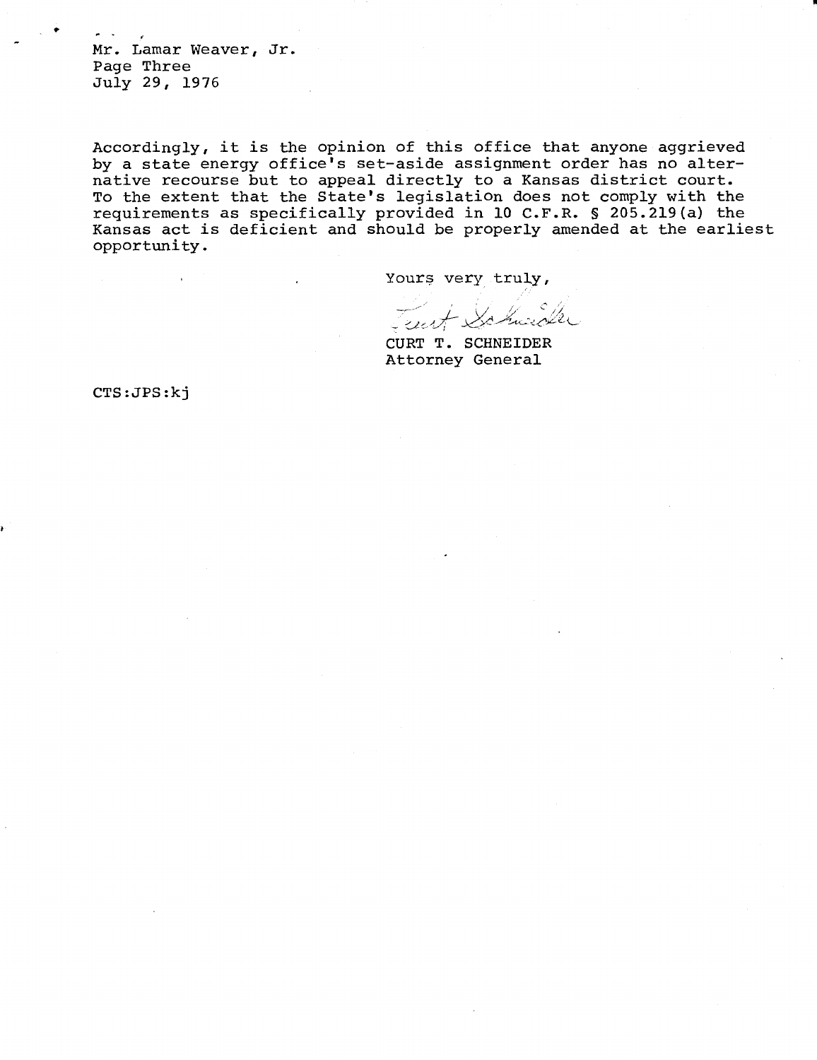Accordingly, it is the opinion of this office that anyone aggrieved by a state energy office's set-aside assignment order has no alternative recourse but to appeal directly to a Kansas district court. To the extent that the State's legislation does not comply with the requirements as specifically provided in 10 C.F.R. § 205.219(a) the Kansas act is deficient and should be properly amended at the earliest opportunity.

Yours very truly,

CURT T. SCHNEIDER
Attorney General

CTS:JPS:kj